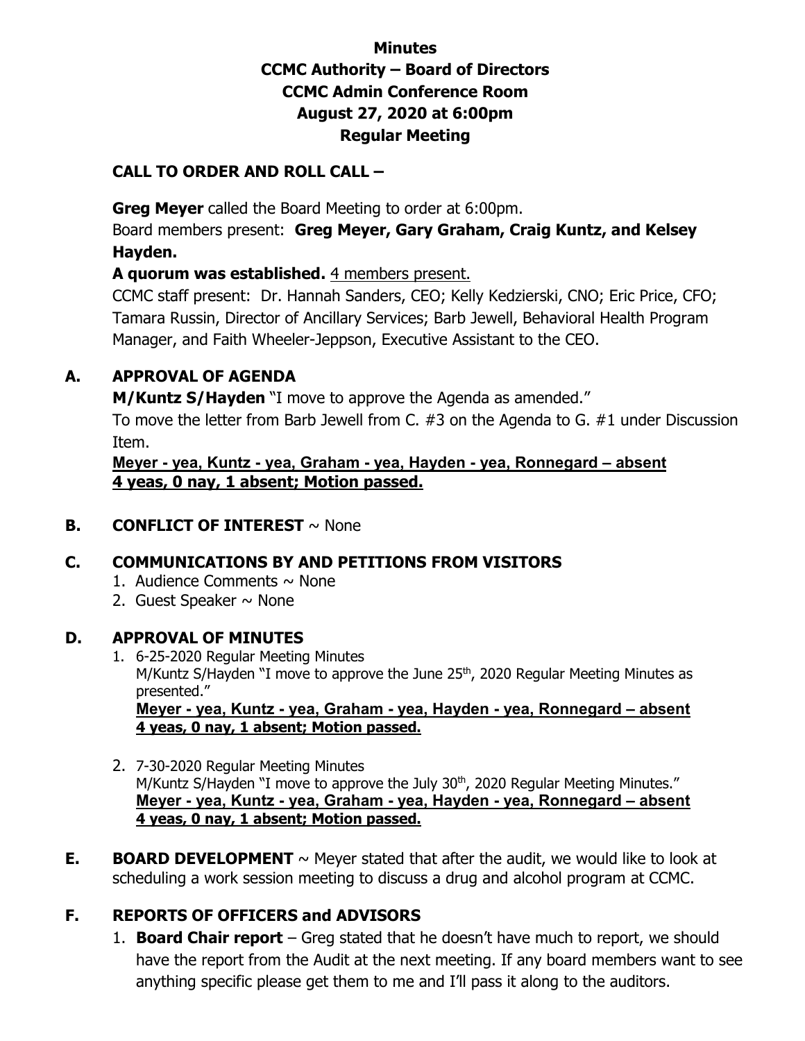# Minutes
# CCMC Authority – Board of Directors
# CCMC Admin Conference Room
# August 27, 2020 at 6:00pm
# Regular Meeting

## CALL TO ORDER AND ROLL CALL –

**Greg Meyer** called the Board Meeting to order at 6:00pm.

Board members present: **Greg Meyer, Gary Graham, Craig Kuntz, and Kelsey Hayden.**

**A quorum was established.** 4 members present.

CCMC staff present: Dr. Hannah Sanders, CEO; Kelly Kedzierski, CNO; Eric Price, CFO; Tamara Russin, Director of Ancillary Services; Barb Jewell, Behavioral Health Program Manager, and Faith Wheeler-Jeppson, Executive Assistant to the CEO.

## A. APPROVAL OF AGENDA

**M/Kuntz S/Hayden** "I move to approve the Agenda as amended."

To move the letter from Barb Jewell from C. #3 on the Agenda to G. #1 under Discussion Item.

**Meyer - yea, Kuntz - yea, Graham - yea, Hayden - yea, Ronnegard – absent**
**4 yeas, 0 nay, 1 absent; Motion passed.**

## B. CONFLICT OF INTEREST ~ None

## C. COMMUNICATIONS BY AND PETITIONS FROM VISITORS

1. Audience Comments ~ None
2. Guest Speaker ~ None

## D. APPROVAL OF MINUTES

1. 6-25-2020 Regular Meeting Minutes
   M/Kuntz S/Hayden "I move to approve the June 25th, 2020 Regular Meeting Minutes as presented."
   **Meyer - yea, Kuntz - yea, Graham - yea, Hayden - yea, Ronnegard – absent**
   **4 yeas, 0 nay, 1 absent; Motion passed.**

2. 7-30-2020 Regular Meeting Minutes
   M/Kuntz S/Hayden "I move to approve the July 30th, 2020 Regular Meeting Minutes."
   **Meyer - yea, Kuntz - yea, Graham - yea, Hayden - yea, Ronnegard – absent**
   **4 yeas, 0 nay, 1 absent; Motion passed.**

## E. BOARD DEVELOPMENT

~ Meyer stated that after the audit, we would like to look at scheduling a work session meeting to discuss a drug and alcohol program at CCMC.

## F. REPORTS OF OFFICERS and ADVISORS

1. **Board Chair report** – Greg stated that he doesn't have much to report, we should have the report from the Audit at the next meeting. If any board members want to see anything specific please get them to me and I'll pass it along to the auditors.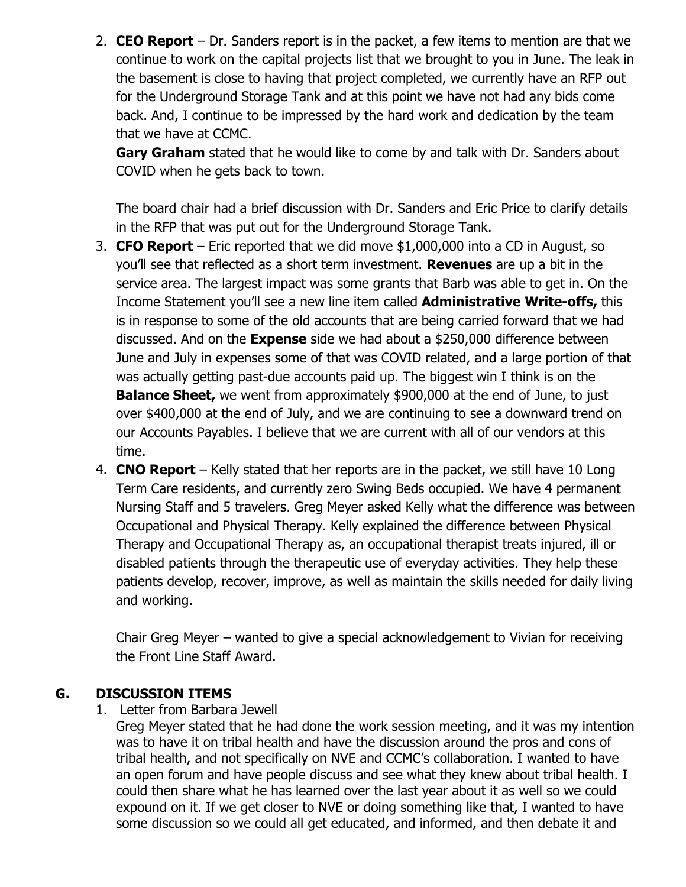2. **CEO Report** – Dr. Sanders report is in the packet, a few items to mention are that we continue to work on the capital projects list that we brought to you in June. The leak in the basement is close to having that project completed, we currently have an RFP out for the Underground Storage Tank and at this point we have not had any bids come back. And, I continue to be impressed by the hard work and dedication by the team that we have at CCMC.

   **Gary Graham** stated that he would like to come by and talk with Dr. Sanders about COVID when he gets back to town.

   The board chair had a brief discussion with Dr. Sanders and Eric Price to clarify details in the RFP that was put out for the Underground Storage Tank.

3. **CFO Report** – Eric reported that we did move $1,000,000 into a CD in August, so you'll see that reflected as a short term investment. **Revenues** are up a bit in the service area. The largest impact was some grants that Barb was able to get in. On the Income Statement you'll see a new line item called **Administrative Write-offs,** this is in response to some of the old accounts that are being carried forward that we had discussed. And on the **Expense** side we had about a $250,000 difference between June and July in expenses some of that was COVID related, and a large portion of that was actually getting past-due accounts paid up. The biggest win I think is on the **Balance Sheet,** we went from approximately $900,000 at the end of June, to just over $400,000 at the end of July, and we are continuing to see a downward trend on our Accounts Payables. I believe that we are current with all of our vendors at this time.

4. **CNO Report** – Kelly stated that her reports are in the packet, we still have 10 Long Term Care residents, and currently zero Swing Beds occupied. We have 4 permanent Nursing Staff and 5 travelers. Greg Meyer asked Kelly what the difference was between Occupational and Physical Therapy. Kelly explained the difference between Physical Therapy and Occupational Therapy as, an occupational therapist treats injured, ill or disabled patients through the therapeutic use of everyday activities. They help these patients develop, recover, improve, as well as maintain the skills needed for daily living and working.

   Chair Greg Meyer – wanted to give a special acknowledgement to Vivian for receiving the Front Line Staff Award.

## G. DISCUSSION ITEMS

1. Letter from Barbara Jewell

   Greg Meyer stated that he had done the work session meeting, and it was my intention was to have it on tribal health and have the discussion around the pros and cons of tribal health, and not specifically on NVE and CCMC's collaboration. I wanted to have an open forum and have people discuss and see what they knew about tribal health. I could then share what he has learned over the last year about it as well so we could expound on it. If we get closer to NVE or doing something like that, I wanted to have some discussion so we could all get educated, and informed, and then debate it and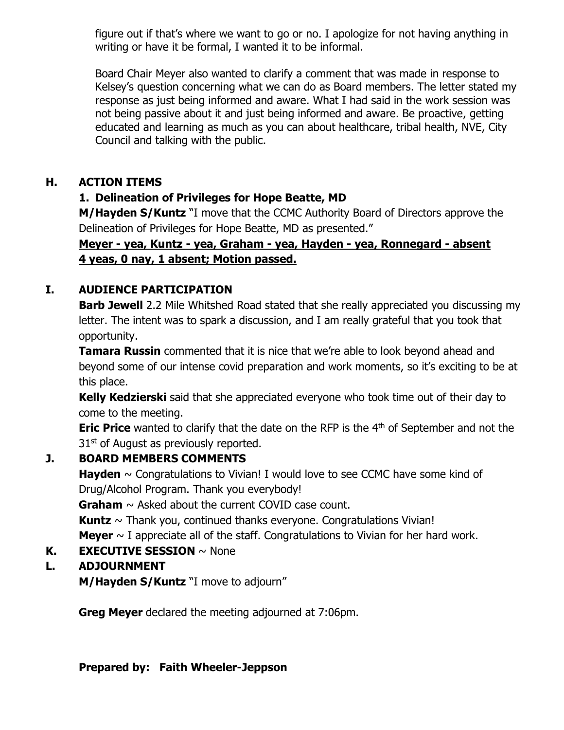figure out if that's where we want to go or no. I apologize for not having anything in writing or have it be formal, I wanted it to be informal.

Board Chair Meyer also wanted to clarify a comment that was made in response to Kelsey's question concerning what we can do as Board members. The letter stated my response as just being informed and aware. What I had said in the work session was not being passive about it and just being informed and aware. Be proactive, getting educated and learning as much as you can about healthcare, tribal health, NVE, City Council and talking with the public.

## H. ACTION ITEMS

**1. Delineation of Privileges for Hope Beatte, MD**

**M/Hayden S/Kuntz** "I move that the CCMC Authority Board of Directors approve the Delineation of Privileges for Hope Beatte, MD as presented."

**<u>Meyer - yea, Kuntz - yea, Graham - yea, Hayden - yea, Ronnegard - absent</u>**
**<u>4 yeas, 0 nay, 1 absent; Motion passed.</u>**

## I. AUDIENCE PARTICIPATION

**Barb Jewell** 2.2 Mile Whitshed Road stated that she really appreciated you discussing my letter. The intent was to spark a discussion, and I am really grateful that you took that opportunity.

**Tamara Russin** commented that it is nice that we're able to look beyond ahead and beyond some of our intense covid preparation and work moments, so it's exciting to be at this place.

**Kelly Kedzierski** said that she appreciated everyone who took time out of their day to come to the meeting.

**Eric Price** wanted to clarify that the date on the RFP is the 4th of September and not the 31st of August as previously reported.

## J. BOARD MEMBERS COMMENTS

**Hayden** ~ Congratulations to Vivian! I would love to see CCMC have some kind of Drug/Alcohol Program. Thank you everybody!

**Graham** ~ Asked about the current COVID case count.

**Kuntz** ~ Thank you, continued thanks everyone. Congratulations Vivian!

**Meyer** ~ I appreciate all of the staff. Congratulations to Vivian for her hard work.

## K. EXECUTIVE SESSION ~ None

## L. ADJOURNMENT

**M/Hayden S/Kuntz** "I move to adjourn"

**Greg Meyer** declared the meeting adjourned at 7:06pm.

**Prepared by: Faith Wheeler-Jeppson**